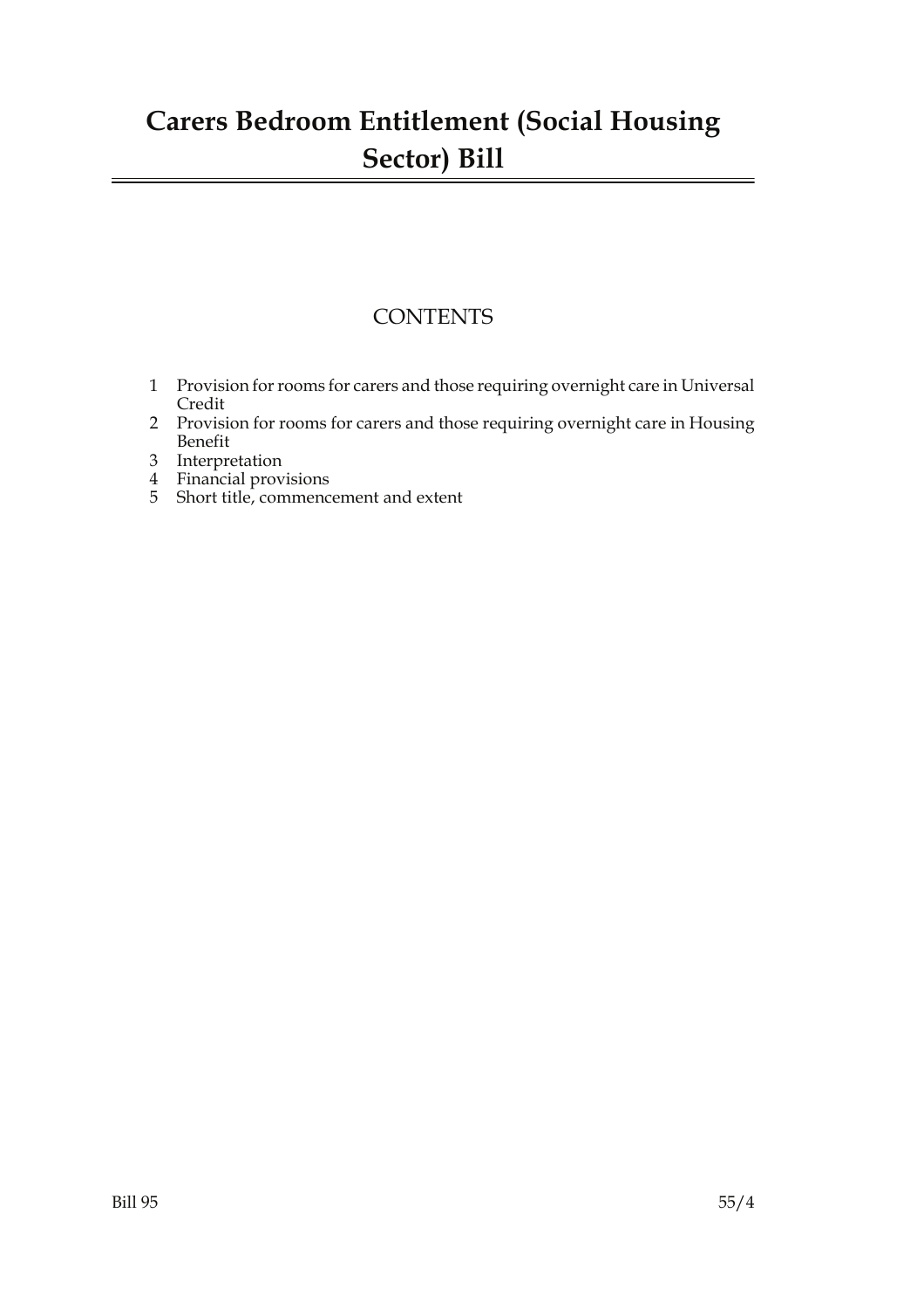# Carers Bedroom Entitlement (Social Housing Sector) Bill

## CONTENTS

1. Provision for rooms for carers and those requiring overnight care in Universal Credit
2. Provision for rooms for carers and those requiring overnight care in Housing Benefit
3. Interpretation
4. Financial provisions
5. Short title, commencement and extent

Bill 95 55/4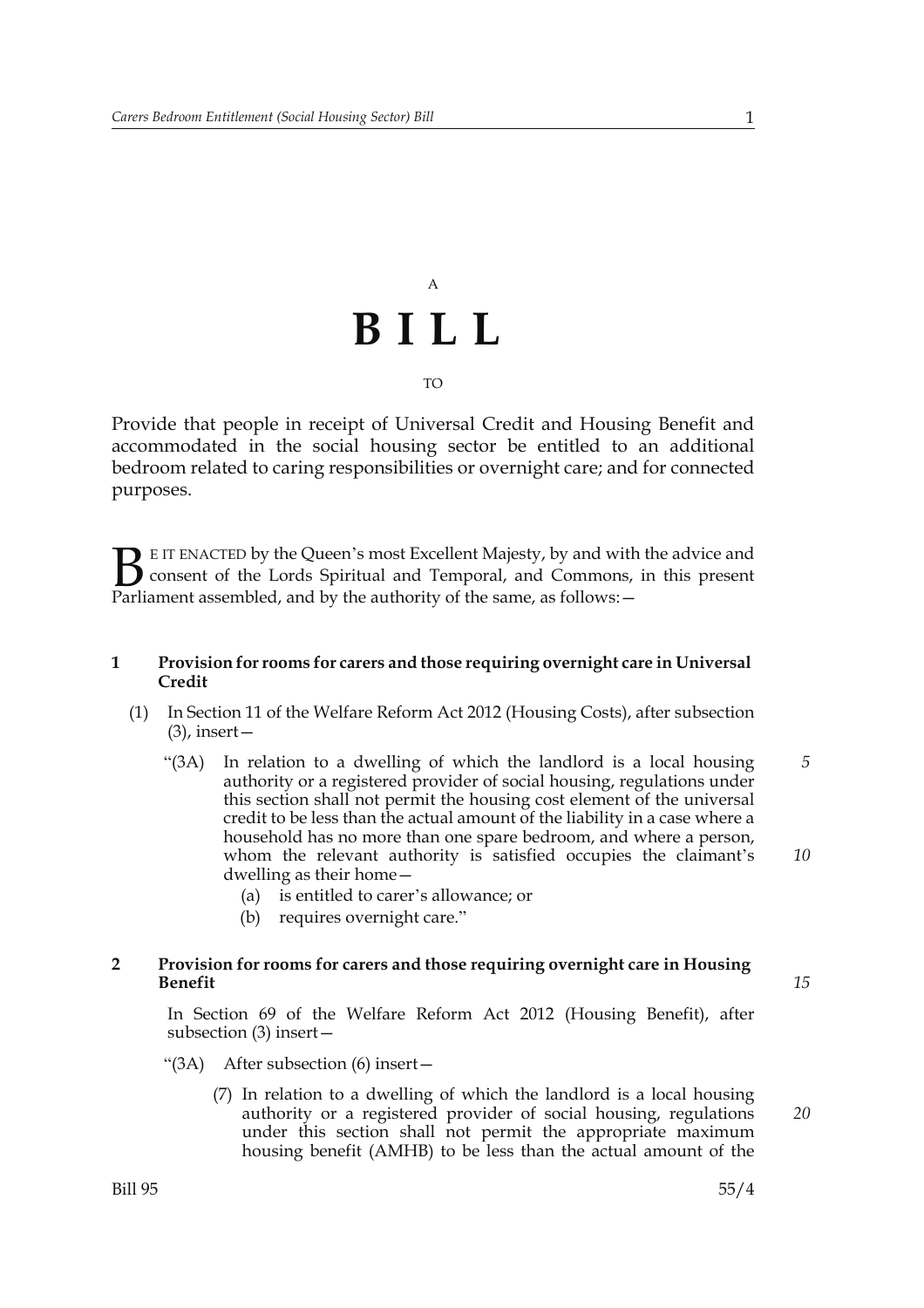A

# B I L L

TO

Provide that people in receipt of Universal Credit and Housing Benefit and accommodated in the social housing sector be entitled to an additional bedroom related to caring responsibilities or overnight care; and for connected purposes.

BE IT ENACTED by the Queen's most Excellent Majesty, by and with the advice and consent of the Lords Spiritual and Temporal, and Commons, in this present Parliament assembled, and by the authority of the same, as follows:—

## 1 Provision for rooms for carers and those requiring overnight care in Universal Credit

(1) In Section 11 of the Welfare Reform Act 2012 (Housing Costs), after subsection (3), insert—

"(3A) In relation to a dwelling of which the landlord is a local housing authority or a registered provider of social housing, regulations under this section shall not permit the housing cost element of the universal credit to be less than the actual amount of the liability in a case where a household has no more than one spare bedroom, and where a person, whom the relevant authority is satisfied occupies the claimant's dwelling as their home—

(a) is entitled to carer's allowance; or

(b) requires overnight care."

## 2 Provision for rooms for carers and those requiring overnight care in Housing Benefit

In Section 69 of the Welfare Reform Act 2012 (Housing Benefit), after subsection (3) insert—

"(3A) After subsection (6) insert—

(7) In relation to a dwelling of which the landlord is a local housing authority or a registered provider of social housing, regulations under this section shall not permit the appropriate maximum housing benefit (AMHB) to be less than the actual amount of the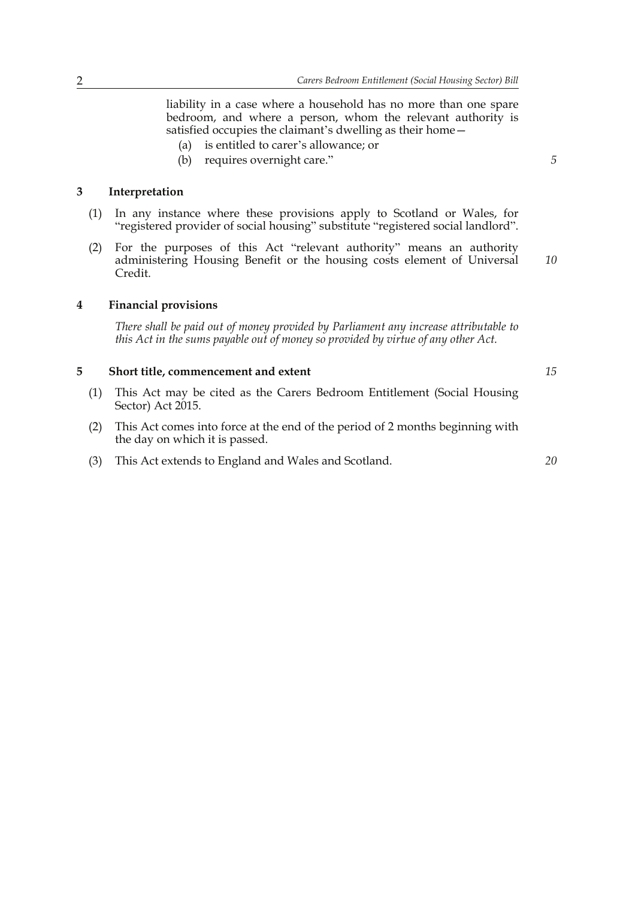liability in a case where a household has no more than one spare bedroom, and where a person, whom the relevant authority is satisfied occupies the claimant's dwelling as their home—

(a) is entitled to carer's allowance; or

(b) requires overnight care."

## 3 Interpretation

(1) In any instance where these provisions apply to Scotland or Wales, for "registered provider of social housing" substitute "registered social landlord".

(2) For the purposes of this Act "relevant authority" means an authority administering Housing Benefit or the housing costs element of Universal Credit.

## 4 Financial provisions

*There shall be paid out of money provided by Parliament any increase attributable to this Act in the sums payable out of money so provided by virtue of any other Act.*

## 5 Short title, commencement and extent

(1) This Act may be cited as the Carers Bedroom Entitlement (Social Housing Sector) Act 2015.

(2) This Act comes into force at the end of the period of 2 months beginning with the day on which it is passed.

(3) This Act extends to England and Wales and Scotland.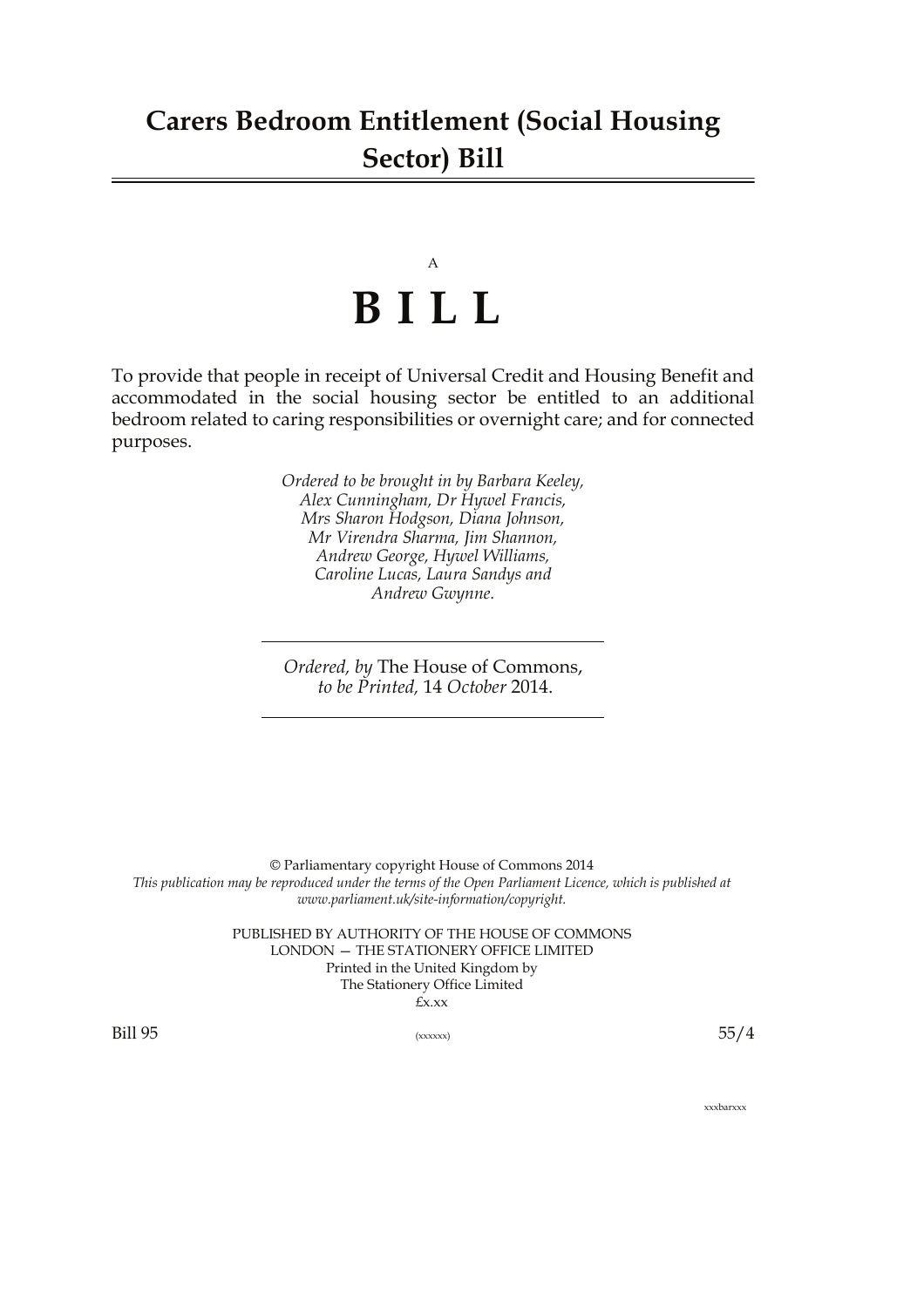# Carers Bedroom Entitlement (Social Housing Sector) Bill

A

# B I L L

To provide that people in receipt of Universal Credit and Housing Benefit and accommodated in the social housing sector be entitled to an additional bedroom related to caring responsibilities or overnight care; and for connected purposes.

*Ordered to be brought in by Barbara Keeley, Alex Cunningham, Dr Hywel Francis, Mrs Sharon Hodgson, Diana Johnson, Mr Virendra Sharma, Jim Shannon, Andrew George, Hywel Williams, Caroline Lucas, Laura Sandys and Andrew Gwynne.*

*Ordered, by* The House of Commons, *to be Printed,* 14 *October* 2014.

© Parliamentary copyright House of Commons 2014
*This publication may be reproduced under the terms of the Open Parliament Licence, which is published at www.parliament.uk/site-information/copyright.*

PUBLISHED BY AUTHORITY OF THE HOUSE OF COMMONS
LONDON — THE STATIONERY OFFICE LIMITED
Printed in the United Kingdom by
The Stationery Office Limited
£x.xx

Bill 95 (xxxxxx) 55/4

xxxbarxxx